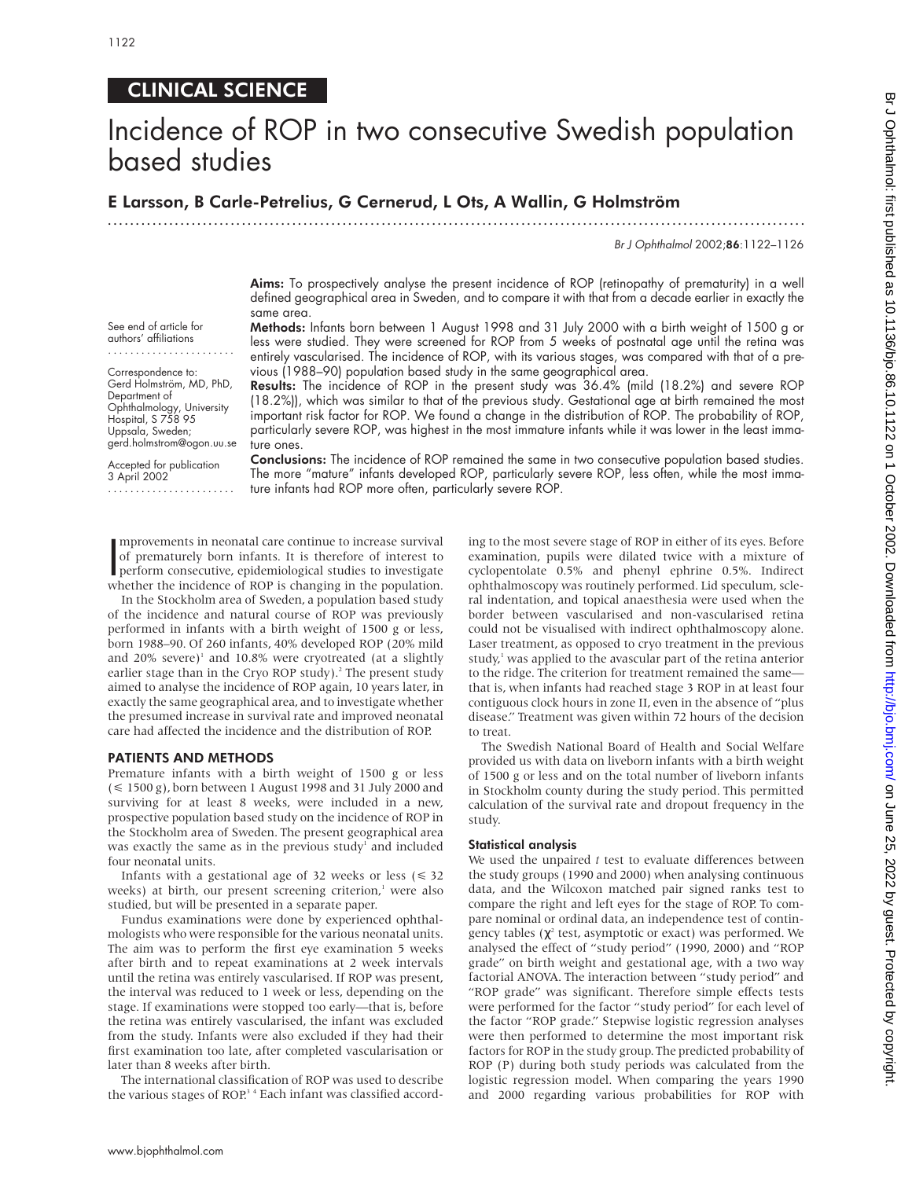CLINICAL SCIENCE

# Incidence of ROP in two consecutive Swedish population based studies

## E Larsson, B Carle-Petrelius, G Cernerud, L Ots, A Wallin, G Holmström

See end of article for authors' affiliations

Correspondence to: Gerd Holmström, MD, PhD, Department of Ophthalmology, University Hospital, S 758 95 Uppsala, Sweden; gerd.holmstrom@ogon.uu.se

Accepted for publication 3 April 2002

**Aims:** To prospectively analyse the present incidence of ROP (retinopathy of prematurity) in a well defined geographical area in Sweden, and to compare it with that from a decade earlier in exactly the same area.

**Methods:** Infants born between 1 August 1998 and 31 July 2000 with a birth weight of 1500 g or less were studied. They were screened for ROP from 5 weeks of postnatal age until the retina was entirely vascularised. The incidence of ROP, with its various stages, was compared with that of a previous (1988–90) population based study in the same geographical area.

**Results:** The incidence of ROP in the present study was 36.4% (mild (18.2%) and severe ROP (18.2%)), which was similar to that of the previous study. Gestational age at birth remained the most important risk factor for ROP. We found a change in the distribution of ROP. The probability of ROP, particularly severe ROP, was highest in the most immature infants while it was lower in the least immature ones.

**Conclusions:** The incidence of ROP remained the same in two consecutive population based studies. The more "mature" infants developed ROP, particularly severe ROP, less often, while the most immature infants had ROP more often, particularly severe ROP.

Improvements in neonatal care continue to increase survival of prematurely born infants. It is therefore of interest to perform consecutive, epidemiological studies to investigate whether the incidence of ROP is changing in the population.

In the Stockholm area of Sweden, a population based study of the incidence and natural course of ROP was previously performed in infants with a birth weight of 1500 g or less, born 1988–90. Of 260 infants, 40% developed ROP (20% mild and 20% severe)[1] and 10.8% were cryotreated (at a slightly earlier stage than in the Cryo ROP study).[2] The present study aimed to analyse the incidence of ROP again, 10 years later, in exactly the same geographical area, and to investigate whether the presumed increase in survival rate and improved neonatal care had affected the incidence and the distribution of ROP.

## PATIENTS AND METHODS

Premature infants with a birth weight of 1500 g or less (≤ 1500 g), born between 1 August 1998 and 31 July 2000 and surviving for at least 8 weeks, were included in a new, prospective population based study on the incidence of ROP in the Stockholm area of Sweden. The present geographical area was exactly the same as in the previous study[1] and included four neonatal units.

Infants with a gestational age of 32 weeks or less (≤ 32 weeks) at birth, our present screening criterion,[1] were also studied, but will be presented in a separate paper.

Fundus examinations were done by experienced ophthalmologists who were responsible for the various neonatal units. The aim was to perform the first eye examination 5 weeks after birth and to repeat examinations at 2 week intervals until the retina was entirely vascularised. If ROP was present, the interval was reduced to 1 week or less, depending on the stage. If examinations were stopped too early—that is, before the retina was entirely vascularised, the infant was excluded from the study. Infants were also excluded if they had their first examination too late, after completed vascularisation or later than 8 weeks after birth.

The international classification of ROP was used to describe the various stages of ROP.[3,4] Each infant was classified according to the most severe stage of ROP in either of its eyes. Before examination, pupils were dilated twice with a mixture of cyclopentolate 0.5% and phenyl ephrine 0.5%. Indirect ophthalmoscopy was routinely performed. Lid speculum, scleral indentation, and topical anaesthesia were used when the border between vascularised and non-vascularised retina could not be visualised with indirect ophthalmoscopy alone. Laser treatment, as opposed to cryo treatment in the previous study,[1] was applied to the avascular part of the retina anterior to the ridge. The criterion for treatment remained the same—that is, when infants had reached stage 3 ROP in at least four contiguous clock hours in zone II, even in the absence of "plus disease." Treatment was given within 72 hours of the decision to treat.

The Swedish National Board of Health and Social Welfare provided us with data on liveborn infants with a birth weight of 1500 g or less and on the total number of liveborn infants in Stockholm county during the study period. This permitted calculation of the survival rate and dropout frequency in the study.

### Statistical analysis

We used the unpaired *t* test to evaluate differences between the study groups (1990 and 2000) when analysing continuous data, and the Wilcoxon matched pair signed ranks test to compare the right and left eyes for the stage of ROP. To compare nominal or ordinal data, an independence test of contingency tables ($\chi^2$ test, asymptotic or exact) was performed. We analysed the effect of "study period" (1990, 2000) and "ROP grade" on birth weight and gestational age, with a two way factorial ANOVA. The interaction between "study period" and "ROP grade" was significant. Therefore simple effects tests were performed for the factor "study period" for each level of the factor "ROP grade." Stepwise logistic regression analyses were then performed to determine the most important risk factors for ROP in the study group. The predicted probability of ROP (P) during both study periods was calculated from the logistic regression model. When comparing the years 1990 and 2000 regarding various probabilities for ROP with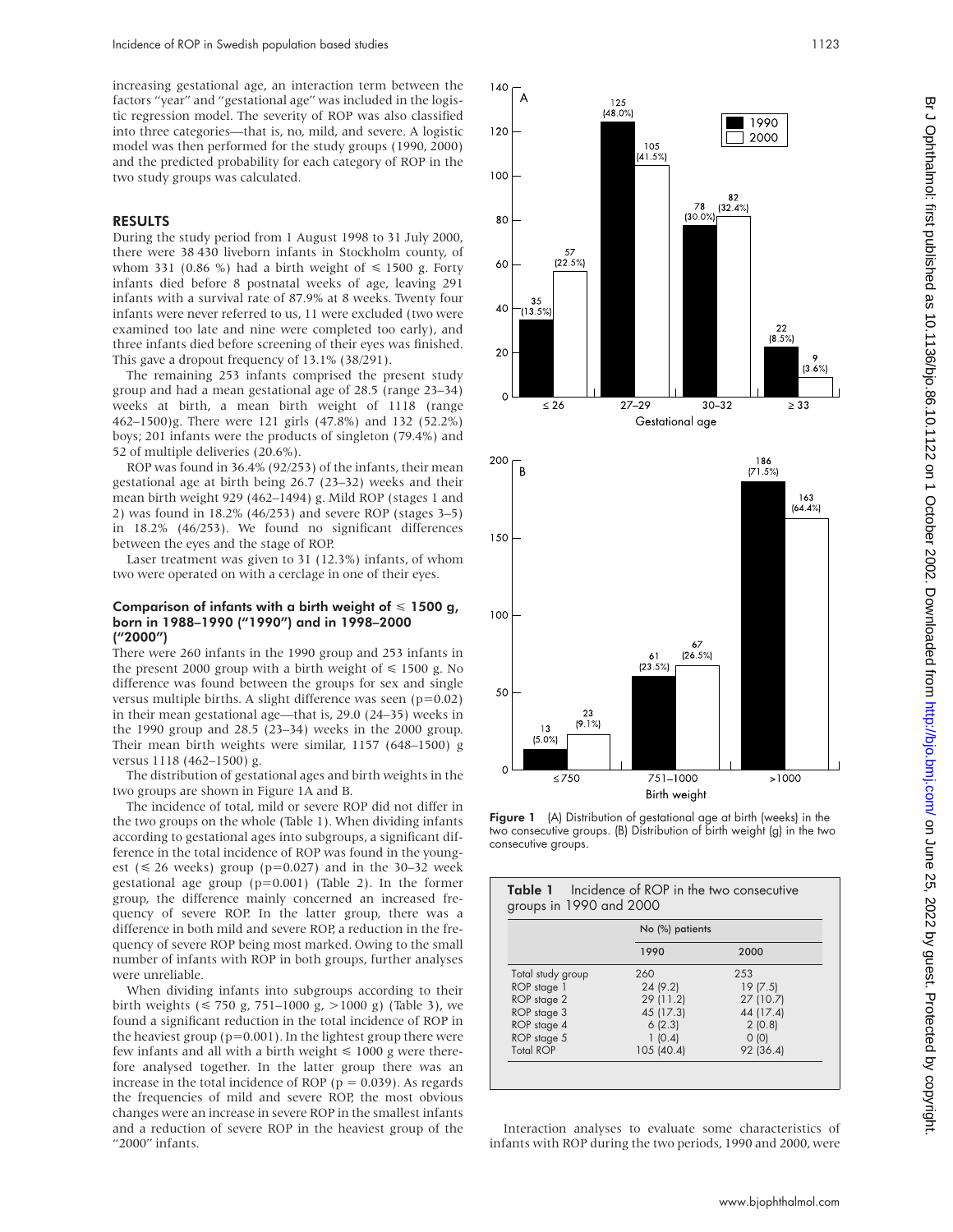increasing gestational age, an interaction term between the factors "year" and "gestational age" was included in the logistic regression model. The severity of ROP was also classified into three categories—that is, no, mild, and severe. A logistic model was then performed for the study groups (1990, 2000) and the predicted probability for each category of ROP in the two study groups was calculated.

## RESULTS

During the study period from 1 August 1998 to 31 July 2000, there were 38 430 liveborn infants in Stockholm county, of whom 331 (0.86 %) had a birth weight of ≤ 1500 g. Forty infants died before 8 postnatal weeks of age, leaving 291 infants with a survival rate of 87.9% at 8 weeks. Twenty four infants were never referred to us, 11 were excluded (two were examined too late and nine were completed too early), and three infants died before screening of their eyes was finished. This gave a dropout frequency of 13.1% (38/291).

The remaining 253 infants comprised the present study group and had a mean gestational age of 28.5 (range 23–34) weeks at birth, a mean birth weight of 1118 (range 462–1500)g. There were 121 girls (47.8%) and 132 (52.2%) boys; 201 infants were the products of singleton (79.4%) and 52 of multiple deliveries (20.6%).

ROP was found in 36.4% (92/253) of the infants, their mean gestational age at birth being 26.7 (23–32) weeks and their mean birth weight 929 (462–1494) g. Mild ROP (stages 1 and 2) was found in 18.2% (46/253) and severe ROP (stages 3–5) in 18.2% (46/253). We found no significant differences between the eyes and the stage of ROP.

Laser treatment was given to 31 (12.3%) infants, of whom two were operated on with a cerclage in one of their eyes.

### Comparison of infants with a birth weight of ≤ 1500 g, born in 1988–1990 ("1990") and in 1998–2000 ("2000")

There were 260 infants in the 1990 group and 253 infants in the present 2000 group with a birth weight of ≤ 1500 g. No difference was found between the groups for sex and single versus multiple births. A slight difference was seen (p=0.02) in their mean gestational age—that is, 29.0 (24–35) weeks in the 1990 group and 28.5 (23–34) weeks in the 2000 group. Their mean birth weights were similar, 1157 (648–1500) g versus 1118 (462–1500) g.

The distribution of gestational ages and birth weights in the two groups are shown in Figure 1A and B.

The incidence of total, mild or severe ROP did not differ in the two groups on the whole (Table 1). When dividing infants according to gestational ages into subgroups, a significant difference in the total incidence of ROP was found in the youngest (≤ 26 weeks) group (p=0.027) and in the 30–32 week gestational age group (p=0.001) (Table 2). In the former group, the difference mainly concerned an increased frequency of severe ROP. In the latter group, there was a difference in both mild and severe ROP, a reduction in the frequency of severe ROP being most marked. Owing to the small number of infants with ROP in both groups, further analyses were unreliable.

When dividing infants into subgroups according to their birth weights (≤ 750 g, 751–1000 g, >1000 g) (Table 3), we found a significant reduction in the total incidence of ROP in the heaviest group (p=0.001). In the lightest group there were few infants and all with a birth weight ≤ 1000 g were therefore analysed together. In the latter group there was an increase in the total incidence of ROP (p = 0.039). As regards the frequencies of mild and severe ROP, the most obvious changes were an increase in severe ROP in the smallest infants and a reduction of severe ROP in the heaviest group of the "2000" infants.

**Figure 1** (A) Distribution of gestational age at birth (weeks) in the two consecutive groups. (B) Distribution of birth weight (g) in the two consecutive groups.

**Table 1** Incidence of ROP in the two consecutive groups in 1990 and 2000

| | No (%) patients | |
|---|---|---|
| | 1990 | 2000 |
| Total study group | 260 | 253 |
| ROP stage 1 | 24 (9.2) | 19 (7.5) |
| ROP stage 2 | 29 (11.2) | 27 (10.7) |
| ROP stage 3 | 45 (17.3) | 44 (17.4) |
| ROP stage 4 | 6 (2.3) | 2 (0.8) |
| ROP stage 5 | 1 (0.4) | 0 (0) |
| Total ROP | 105 (40.4) | 92 (36.4) |

Interaction analyses to evaluate some characteristics of infants with ROP during the two periods, 1990 and 2000, were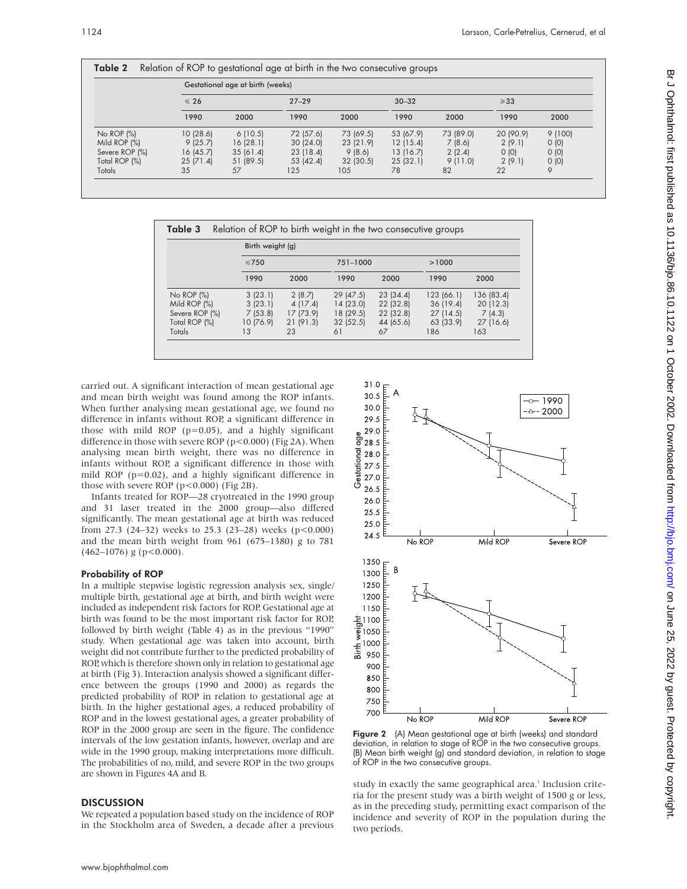**Table 2** Relation of ROP to gestational age at birth in the two consecutive groups

| | Gestational age at birth (weeks) | | | | | | | |
|---|---|---|---|---|---|---|---|---|
| | ≤26 | | 27–29 | | 30–32 | | ≥33 | |
| | 1990 | 2000 | 1990 | 2000 | 1990 | 2000 | 1990 | 2000 |
| No ROP (%) | 10 (28.6) | 6 (10.5) | 72 (57.6) | 73 (69.5) | 53 (67.9) | 73 (89.0) | 20 (90.9) | 9 (100) |
| Mild ROP (%) | 9 (25.7) | 16 (28.1) | 30 (24.0) | 23 (21.9) | 12 (15.4) | 7 (8.6) | 2 (9.1) | 0 (0) |
| Severe ROP (%) | 16 (45.7) | 35 (61.4) | 23 (18.4) | 9 (8.6) | 13 (16.7) | 2 (2.4) | 0 (0) | 0 (0) |
| Total ROP (%) | 25 (71.4) | 51 (89.5) | 53 (42.4) | 32 (30.5) | 25 (32.1) | 9 (11.0) | 2 (9.1) | 0 (0) |
| Totals | 35 | 57 | 125 | 105 | 78 | 82 | 22 | 9 |

**Table 3** Relation of ROP to birth weight in the two consecutive groups

| | Birth weight (g) | | | | | |
|---|---|---|---|---|---|---|
| | ≤750 | | 751–1000 | | >1000 | |
| | 1990 | 2000 | 1990 | 2000 | 1990 | 2000 |
| No ROP (%) | 3 (23.1) | 2 (8.7) | 29 (47.5) | 23 (34.4) | 123 (66.1) | 136 (83.4) |
| Mild ROP (%) | 3 (23.1) | 4 (17.4) | 14 (23.0) | 22 (32.8) | 36 (19.4) | 20 (12.3) |
| Severe ROP (%) | 7 (53.8) | 17 (73.9) | 18 (29.5) | 22 (32.8) | 27 (14.5) | 7 (4.3) |
| Total ROP (%) | 10 (76.9) | 21 (91.3) | 32 (52.5) | 44 (65.6) | 63 (33.9) | 27 (16.6) |
| Totals | 13 | 23 | 61 | 67 | 186 | 163 |

carried out. A significant interaction of mean gestational age and mean birth weight was found among the ROP infants. When further analysing mean gestational age, we found no difference in infants without ROP, a significant difference in those with mild ROP ($p=0.05$), and a highly significant difference in those with severe ROP ($p<0.000$) (Fig 2A). When analysing mean birth weight, there was no difference in infants without ROP, a significant difference in those with mild ROP ($p=0.02$), and a highly significant difference in those with severe ROP ($p<0.000$) (Fig 2B).

Infants treated for ROP—28 cryotreated in the 1990 group and 31 laser treated in the 2000 group—also differed significantly. The mean gestational age at birth was reduced from 27.3 (24–32) weeks to 25.3 (23–28) weeks ($p<0.000$) and the mean birth weight from 961 (675–1380) g to 781 (462–1076) g ($p<0.000$).

### Probability of ROP

In a multiple stepwise logistic regression analysis sex, single/multiple birth, gestational age at birth, and birth weight were included as independent risk factors for ROP. Gestational age at birth was found to be the most important risk factor for ROP, followed by birth weight (Table 4) as in the previous "1990" study. When gestational age was taken into account, birth weight did not contribute further to the predicted probability of ROP, which is therefore shown only in relation to gestational age at birth (Fig 3). Interaction analysis showed a significant difference between the groups (1990 and 2000) as regards the predicted probability of ROP in relation to gestational age at birth. In the higher gestational ages, a reduced probability of ROP and in the lowest gestational ages, a greater probability of ROP in the 2000 group are seen in the figure. The confidence intervals of the low gestation infants, however, overlap and are wide in the 1990 group, making interpretations more difficult. The probabilities of no, mild, and severe ROP in the two groups are shown in Figures 4A and B.

**Figure 2** (A) Mean gestational age at birth (weeks) and standard deviation, in relation to stage of ROP in the two consecutive groups. (B) Mean birth weight (g) and standard deviation, in relation to stage of ROP in the two consecutive groups.

## DISCUSSION

We repeated a population based study on the incidence of ROP in the Stockholm area of Sweden, a decade after a previous study in exactly the same geographical area.[1] Inclusion criteria for the present study was a birth weight of 1500 g or less, as in the preceding study, permitting exact comparison of the incidence and severity of ROP in the population during the two periods.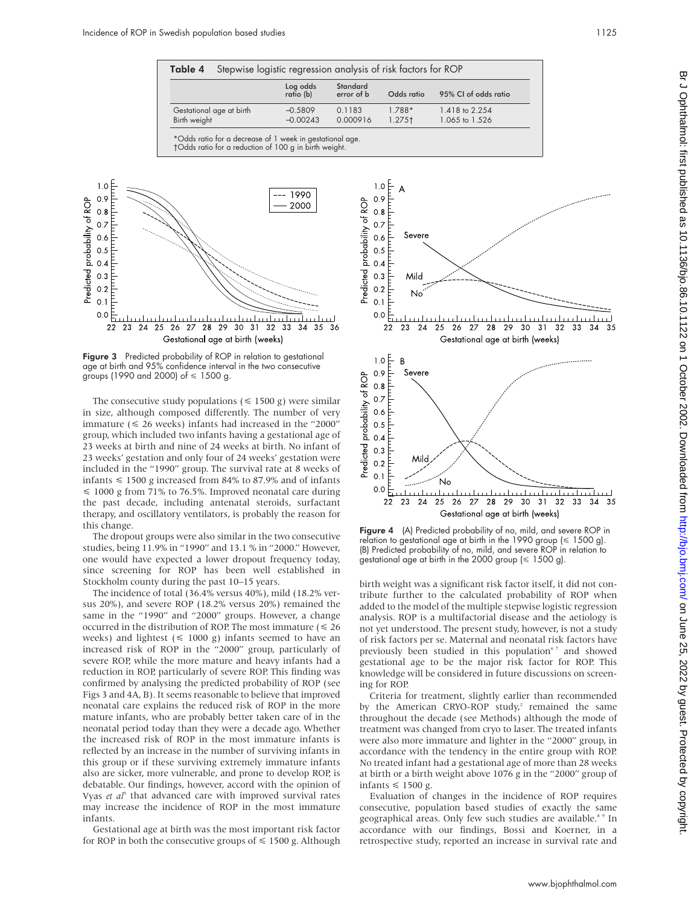**Table 4** Stepwise logistic regression analysis of risk factors for ROP

| | Log odds ratio (b) | Standard error of b | Odds ratio | 95% CI of odds ratio |
|---|---|---|---|---|
| Gestational age at birth | −0.5809 | 0.1183 | 1.788* | 1.418 to 2.254 |
| Birth weight | −0.00243 | 0.000916 | 1.275† | 1.065 to 1.526 |

*Odds ratio for a decrease of 1 week in gestational age.
†Odds ratio for a reduction of 100 g in birth weight.

**Figure 3** Predicted probability of ROP in relation to gestational age at birth and 95% confidence interval in the two consecutive groups (1990 and 2000) of ≤ 1500 g.

**Figure 4** (A) Predicted probability of no, mild, and severe ROP in relation to gestational age at birth in the 1990 group (≤ 1500 g). (B) Predicted probability of no, mild, and severe ROP in relation to gestational age at birth in the 2000 group (≤ 1500 g).

The consecutive study populations (≤ 1500 g) were similar in size, although composed differently. The number of very immature (≤ 26 weeks) infants had increased in the "2000" group, which included two infants having a gestational age of 23 weeks at birth and nine of 24 weeks at birth. No infant of 23 weeks' gestation and only four of 24 weeks' gestation were included in the "1990" group. The survival rate at 8 weeks of infants ≤ 1500 g increased from 84% to 87.9% and of infants ≤ 1000 g from 71% to 76.5%. Improved neonatal care during the past decade, including antenatal steroids, surfactant therapy, and oscillatory ventilators, is probably the reason for this change.

The dropout groups were also similar in the two consecutive studies, being 11.9% in "1990" and 13.1 % in "2000." However, one would have expected a lower dropout frequency today, since screening for ROP has been well established in Stockholm county during the past 10–15 years.

The incidence of total (36.4% versus 40%), mild (18.2% versus 20%), and severe ROP (18.2% versus 20%) remained the same in the "1990" and "2000" groups. However, a change occurred in the distribution of ROP. The most immature (≤ 26 weeks) and lightest (≤ 1000 g) infants seemed to have an increased risk of ROP in the "2000" group, particularly of severe ROP, while the more mature and heavy infants had a reduction in ROP, particularly of severe ROP. This finding was confirmed by analysing the predicted probability of ROP (see Figs 3 and 4A, B). It seems reasonable to believe that improved neonatal care explains the reduced risk of ROP in the more mature infants, who are probably better taken care of in the neonatal period today than they were a decade ago. Whether the increased risk of ROP in the most immature infants is reflected by an increase in the number of surviving infants in this group or if these surviving extremely immature infants also are sicker, more vulnerable, and prone to develop ROP, is debatable. Our findings, however, accord with the opinion of Vyas *et al*[5] that advanced care with improved survival rates may increase the incidence of ROP in the most immature infants.

Gestational age at birth was the most important risk factor for ROP in both the consecutive groups of ≤ 1500 g. Although birth weight was a significant risk factor itself, it did not contribute further to the calculated probability of ROP when added to the model of the multiple stepwise logistic regression analysis. ROP is a multifactorial disease and the aetiology is not yet understood. The present study, however, is not a study of risk factors per se. Maternal and neonatal risk factors have previously been studied in this population[6,7] and showed gestational age to be the major risk factor for ROP. This knowledge will be considered in future discussions on screening for ROP.

Criteria for treatment, slightly earlier than recommended by the American CRYO-ROP study,[2] remained the same throughout the decade (see Methods) although the mode of treatment was changed from cryo to laser. The treated infants were also more immature and lighter in the "2000" group, in accordance with the tendency in the entire group with ROP. No treated infant had a gestational age of more than 28 weeks at birth or a birth weight above 1076 g in the "2000" group of infants ≤ 1500 g.

Evaluation of changes in the incidence of ROP requires consecutive, population based studies of exactly the same geographical areas. Only few such studies are available.[8,9] In accordance with our findings, Bossi and Koerner, in a retrospective study, reported an increase in survival rate and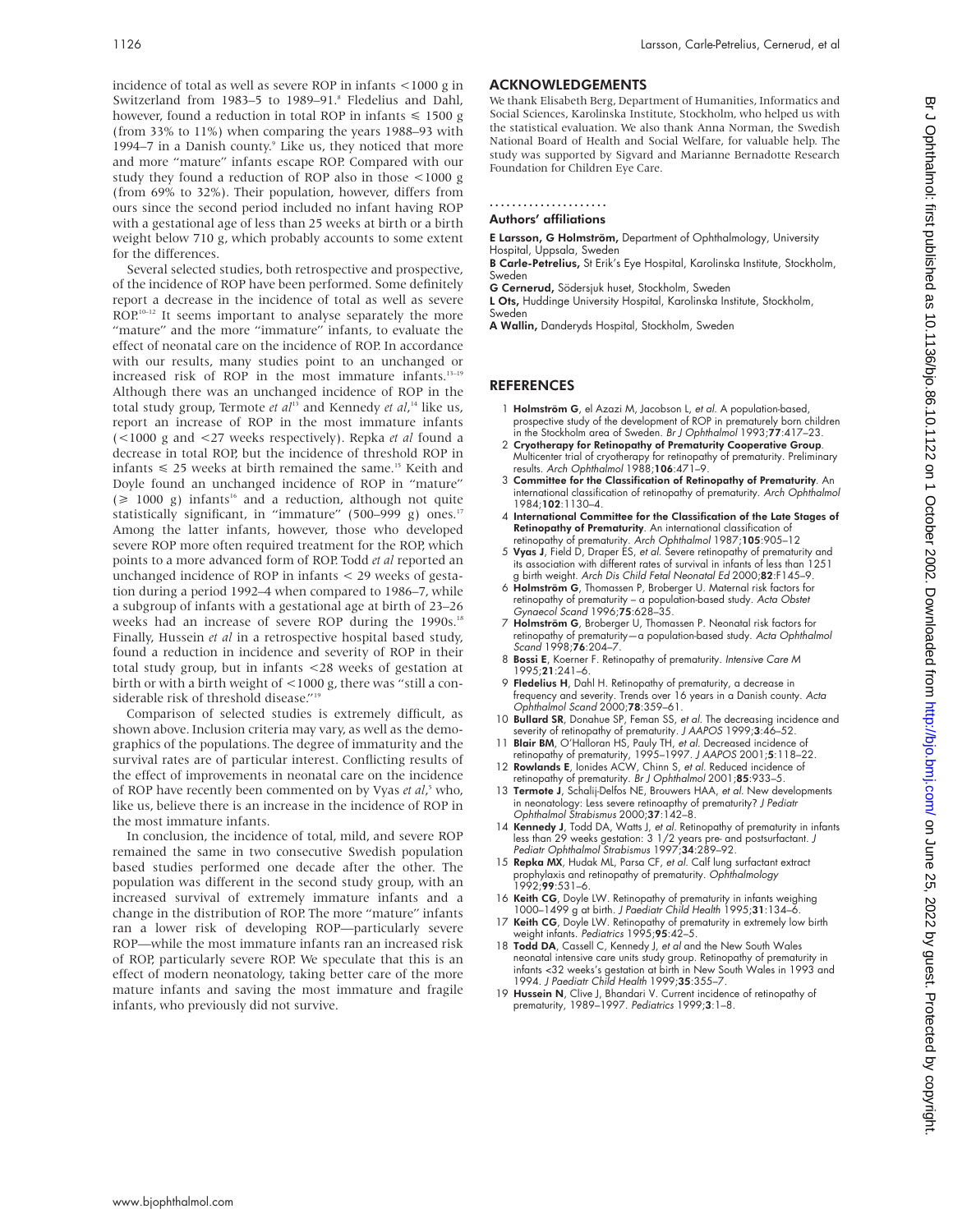incidence of total as well as severe ROP in infants <1000 g in Switzerland from 1983–5 to 1989–91.[8] Fledelius and Dahl, however, found a reduction in total ROP in infants ≤ 1500 g (from 33% to 11%) when comparing the years 1988–93 with 1994–7 in a Danish county.[9] Like us, they noticed that more and more "mature" infants escape ROP. Compared with our study they found a reduction of ROP also in those <1000 g (from 69% to 32%). Their population, however, differs from ours since the second period included no infant having ROP with a gestational age of less than 25 weeks at birth or a birth weight below 710 g, which probably accounts to some extent for the differences.

Several selected studies, both retrospective and prospective, of the incidence of ROP have been performed. Some definitely report a decrease in the incidence of total as well as severe ROP.[10–12] It seems important to analyse separately the more "mature" and the more "immature" infants, to evaluate the effect of neonatal care on the incidence of ROP. In accordance with our results, many studies point to an unchanged or increased risk of ROP in the most immature infants.[13–19] Although there was an unchanged incidence of ROP in the total study group, Termote *et al*[13] and Kennedy *et al*,[14] like us, report an increase of ROP in the most immature infants (<1000 g and <27 weeks respectively). Repka *et al* found a decrease in total ROP, but the incidence of threshold ROP in infants ≤ 25 weeks at birth remained the same.[15] Keith and Doyle found an unchanged incidence of ROP in "mature" (≥ 1000 g) infants[16] and a reduction, although not quite statistically significant, in "immature" (500–999 g) ones.[17] Among the latter infants, however, those who developed severe ROP more often required treatment for the ROP, which points to a more advanced form of ROP. Todd *et al* reported an unchanged incidence of ROP in infants < 29 weeks of gestation during a period 1992–4 when compared to 1986–7, while a subgroup of infants with a gestational age at birth of 23–26 weeks had an increase of severe ROP during the 1990s.[18] Finally, Hussein *et al* in a retrospective hospital based study, found a reduction in incidence and severity of ROP in their total study group, but in infants <28 weeks of gestation at birth or with a birth weight of <1000 g, there was "still a considerable risk of threshold disease."[19]

Comparison of selected studies is extremely difficult, as shown above. Inclusion criteria may vary, as well as the demographics of the populations. The degree of immaturity and the survival rates are of particular interest. Conflicting results of the effect of improvements in neonatal care on the incidence of ROP have recently been commented on by Vyas *et al*,[5] who, like us, believe there is an increase in the incidence of ROP in the most immature infants.

In conclusion, the incidence of total, mild, and severe ROP remained the same in two consecutive Swedish population based studies performed one decade after the other. The population was different in the second study group, with an increased survival of extremely immature infants and a change in the distribution of ROP. The more "mature" infants ran a lower risk of developing ROP—particularly severe ROP—while the most immature infants ran an increased risk of ROP, particularly severe ROP. We speculate that this is an effect of modern neonatology, taking better care of the more mature infants and saving the most immature and fragile infants, who previously did not survive.

## ACKNOWLEDGEMENTS

We thank Elisabeth Berg, Department of Humanities, Informatics and Social Sciences, Karolinska Institute, Stockholm, who helped us with the statistical evaluation. We also thank Anna Norman, the Swedish National Board of Health and Social Welfare, for valuable help. The study was supported by Sigvard and Marianne Bernadotte Research Foundation for Children Eye Care.

### Authors' affiliations

**E Larsson, G Holmström,** Department of Ophthalmology, University Hospital, Uppsala, Sweden
**B Carle-Petrelius,** St Erik's Eye Hospital, Karolinska Institute, Stockholm, Sweden
**G Cernerud,** Södersjuk huset, Stockholm, Sweden
**L Ots,** Huddinge University Hospital, Karolinska Institute, Stockholm, Sweden
**A Wallin,** Danderyds Hospital, Stockholm, Sweden

## REFERENCES

1. **Holmström G**, el Azazi M, Jacobson L, *et al*. A population-based, prospective study of the development of ROP in prematurely born children in the Stockholm area of Sweden. *Br J Ophthalmol* 1993;**77**:417–23.
2. **Cryotherapy for Retinopathy of Prematurity Cooperative Group**. Multicenter trial of cryotherapy for retinopathy of prematurity. Preliminary results. *Arch Ophthalmol* 1988;**106**:471–9.
3. **Committee for the Classification of Retinopathy of Prematurity**. An international classification of retinopathy of prematurity. *Arch Ophthalmol* 1984;**102**:1130–4.
4. **International Committee for the Classification of the Late Stages of Retinopathy of Prematurity**. An international classification of retinopathy of prematurity. *Arch Ophthalmol* 1987;**105**:905–12
5. **Vyas J**, Field D, Draper ES, *et al*. Severe retinopathy of prematurity and its association with different rates of survival in infants of less than 1251 g birth weight. *Arch Dis Child Fetal Neonatal Ed* 2000;**82**:F145–9.
6. **Holmström G**, Thomassen P, Broberger U. Maternal risk factors for retinopathy of prematurity – a population-based study. *Acta Obstet Gynaecol Scand* 1996;**75**:628–35.
7. **Holmström G**, Broberger U, Thomassen P. Neonatal risk factors for retinopathy of prematurity—a population-based study. *Acta Ophthalmol Scand* 1998;**76**:204–7.
8. **Bossi E**, Koerner F. Retinopathy of prematurity. *Intensive Care M* 1995;**21**:241–6.
9. **Fledelius H**, Dahl H. Retinopathy of prematurity, a decrease in frequency and severity. Trends over 16 years in a Danish county. *Acta Ophthalmol Scand* 2000;**78**:359–61.
10. **Bullard SR**, Donahue SP, Feman SS, *et al*. The decreasing incidence and severity of retinopathy of prematurity. *J AAPOS* 1999;**3**:46–52.
11. **Blair BM**, O'Halloran HS, Pauly TH, *et al*. Decreased incidence of retinopathy of prematurity, 1995–1997. *J AAPOS* 2001;**5**:118–22.
12. **Rowlands E**, Ionides ACW, Chinn S, *et al*. Reduced incidence of retinopathy of prematurity. *Br J Ophthalmol* 2001;**85**:933–5.
13. **Termote J**, Schalij-Delfos NE, Brouwers HAA, *et al*. New developments in neonatology: Less severe retinoapthy of prematurity? *J Pediatr Ophthalmol Strabismus* 2000;**37**:142–8.
14. **Kennedy J**, Todd DA, Watts J, *et al*. Retinopathy of prematurity in infants less than 29 weeks gestation: 3 1/2 years pre- and postsurfactant. *J Pediatr Ophthalmol Strabismus* 1997;**34**:289–92.
15. **Repka MX**, Hudak ML, Parsa CF, *et al*. Calf lung surfactant extract prophylaxis and retinopathy of prematurity. *Ophthalmology* 1992;**99**:531–6.
16. **Keith CG**, Doyle LW. Retinopathy of prematurity in infants weighing 1000–1499 g at birth. *J Paediatr Child Health* 1995;**31**:134–6.
17. **Keith CG**, Doyle LW. Retinopathy of prematurity in extremely low birth weight infants. *Pediatrics* 1995;**95**:42–5.
18. **Todd DA**, Cassell C, Kennedy J, *et al* and the New South Wales neonatal intensive care units study group. Retinopathy of prematurity in infants <32 weeks's gestation at birth in New South Wales in 1993 and 1994. *J Paediatr Child Health* 1999;**35**:355–7.
19. **Hussein N**, Clive J, Bhandari V. Current incidence of retinopathy of prematurity, 1989–1997. *Pediatrics* 1999;**3**:1–8.